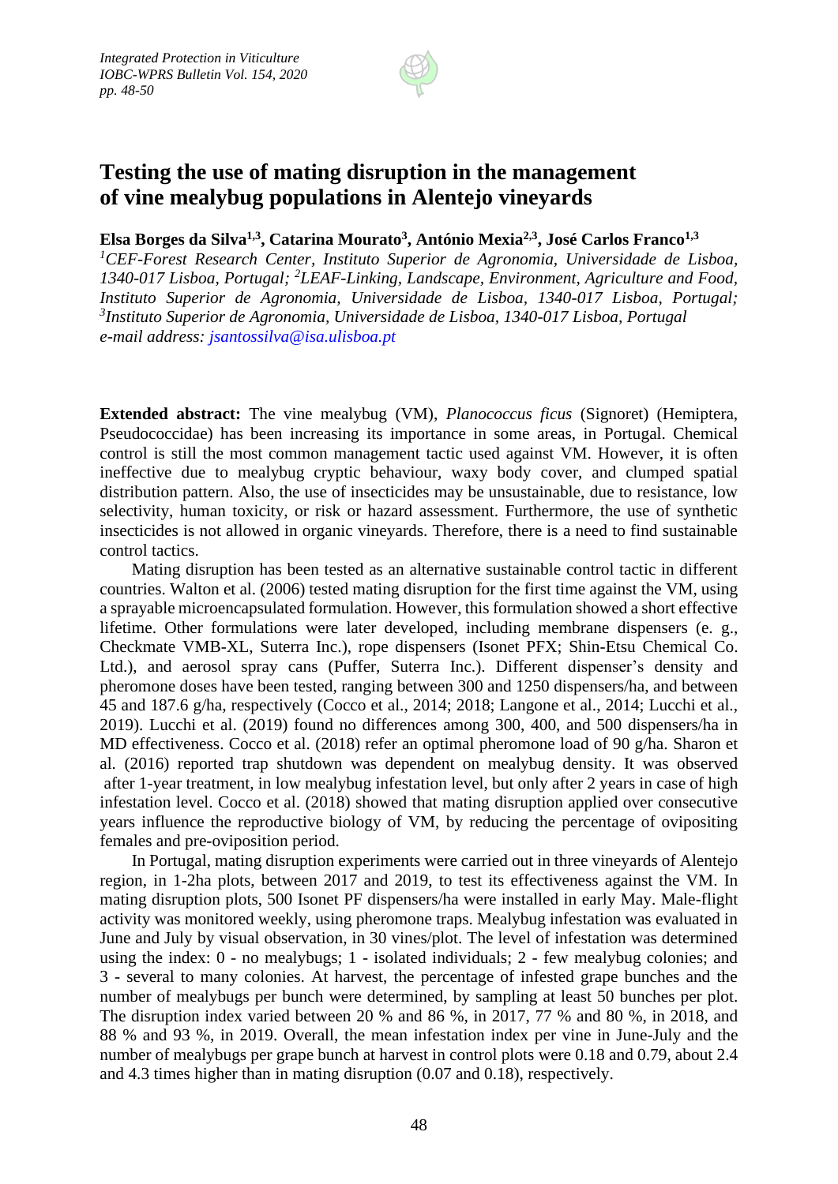# Testing the use of mating disruption in the management of vine mealybug populations in Alentejo vineyards

**Elsa Borges da Silva[1,3], Catarina Mourato[3], António Mexia[2,3], José Carlos Franco[1,3]**

*[1]CEF-Forest Research Center, Instituto Superior de Agronomia, Universidade de Lisboa, 1340-017 Lisboa, Portugal; [2]LEAF-Linking, Landscape, Environment, Agriculture and Food, Instituto Superior de Agronomia, Universidade de Lisboa, 1340-017 Lisboa, Portugal; [3]Instituto Superior de Agronomia, Universidade de Lisboa, 1340-017 Lisboa, Portugal*
*e-mail address: jsantossilva@isa.ulisboa.pt*

**Extended abstract:** The vine mealybug (VM), *Planococcus ficus* (Signoret) (Hemiptera, Pseudococcidae) has been increasing its importance in some areas, in Portugal. Chemical control is still the most common management tactic used against VM. However, it is often ineffective due to mealybug cryptic behaviour, waxy body cover, and clumped spatial distribution pattern. Also, the use of insecticides may be unsustainable, due to resistance, low selectivity, human toxicity, or risk or hazard assessment. Furthermore, the use of synthetic insecticides is not allowed in organic vineyards. Therefore, there is a need to find sustainable control tactics.

Mating disruption has been tested as an alternative sustainable control tactic in different countries. Walton et al. (2006) tested mating disruption for the first time against the VM, using a sprayable microencapsulated formulation. However, this formulation showed a short effective lifetime. Other formulations were later developed, including membrane dispensers (e. g., Checkmate VMB-XL, Suterra Inc.), rope dispensers (Isonet PFX; Shin-Etsu Chemical Co. Ltd.), and aerosol spray cans (Puffer, Suterra Inc.). Different dispenser's density and pheromone doses have been tested, ranging between 300 and 1250 dispensers/ha, and between 45 and 187.6 g/ha, respectively (Cocco et al., 2014; 2018; Langone et al., 2014; Lucchi et al., 2019). Lucchi et al. (2019) found no differences among 300, 400, and 500 dispensers/ha in MD effectiveness. Cocco et al. (2018) refer an optimal pheromone load of 90 g/ha. Sharon et al. (2016) reported trap shutdown was dependent on mealybug density. It was observed after 1-year treatment, in low mealybug infestation level, but only after 2 years in case of high infestation level. Cocco et al. (2018) showed that mating disruption applied over consecutive years influence the reproductive biology of VM, by reducing the percentage of ovipositing females and pre-oviposition period.

In Portugal, mating disruption experiments were carried out in three vineyards of Alentejo region, in 1-2ha plots, between 2017 and 2019, to test its effectiveness against the VM. In mating disruption plots, 500 Isonet PF dispensers/ha were installed in early May. Male-flight activity was monitored weekly, using pheromone traps. Mealybug infestation was evaluated in June and July by visual observation, in 30 vines/plot. The level of infestation was determined using the index: 0 - no mealybugs; 1 - isolated individuals; 2 - few mealybug colonies; and 3 - several to many colonies. At harvest, the percentage of infested grape bunches and the number of mealybugs per bunch were determined, by sampling at least 50 bunches per plot. The disruption index varied between 20 % and 86 %, in 2017, 77 % and 80 %, in 2018, and 88 % and 93 %, in 2019. Overall, the mean infestation index per vine in June-July and the number of mealybugs per grape bunch at harvest in control plots were 0.18 and 0.79, about 2.4 and 4.3 times higher than in mating disruption (0.07 and 0.18), respectively.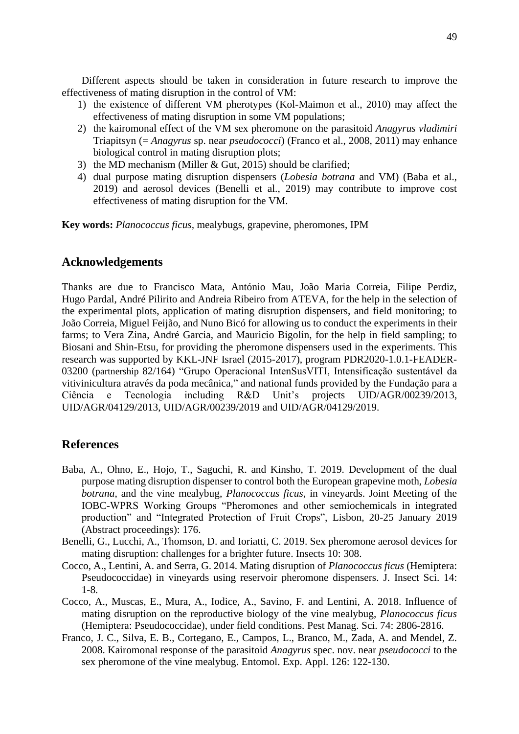Different aspects should be taken in consideration in future research to improve the effectiveness of mating disruption in the control of VM:

1) the existence of different VM pherotypes (Kol-Maimon et al., 2010) may affect the effectiveness of mating disruption in some VM populations;
2) the kairomonal effect of the VM sex pheromone on the parasitoid *Anagyrus vladimiri* Triapitsyn (= *Anagyrus* sp. near *pseudococci*) (Franco et al., 2008, 2011) may enhance biological control in mating disruption plots;
3) the MD mechanism (Miller & Gut, 2015) should be clarified;
4) dual purpose mating disruption dispensers (*Lobesia botrana* and VM) (Baba et al., 2019) and aerosol devices (Benelli et al., 2019) may contribute to improve cost effectiveness of mating disruption for the VM.

**Key words:** *Planococcus ficus*, mealybugs, grapevine, pheromones, IPM

## Acknowledgements

Thanks are due to Francisco Mata, António Mau, João Maria Correia, Filipe Perdiz, Hugo Pardal, André Pilirito and Andreia Ribeiro from ATEVA, for the help in the selection of the experimental plots, application of mating disruption dispensers, and field monitoring; to João Correia, Miguel Feijão, and Nuno Bicó for allowing us to conduct the experiments in their farms; to Vera Zina, André Garcia, and Mauricio Bigolin, for the help in field sampling; to Biosani and Shin-Etsu, for providing the pheromone dispensers used in the experiments. This research was supported by KKL-JNF Israel (2015-2017), program PDR2020-1.0.1-FEADER-03200 (partnership 82/164) "Grupo Operacional IntenSusVITI, Intensificação sustentável da vitivinicultura através da poda mecânica," and national funds provided by the Fundação para a Ciência e Tecnologia including R&D Unit's projects UID/AGR/00239/2013, UID/AGR/04129/2013, UID/AGR/00239/2019 and UID/AGR/04129/2019.

## References

Baba, A., Ohno, E., Hojo, T., Saguchi, R. and Kinsho, T. 2019. Development of the dual purpose mating disruption dispenser to control both the European grapevine moth, *Lobesia botrana*, and the vine mealybug, *Planococcus ficus*, in vineyards. Joint Meeting of the IOBC-WPRS Working Groups "Pheromones and other semiochemicals in integrated production" and "Integrated Protection of Fruit Crops", Lisbon, 20-25 January 2019 (Abstract proceedings): 176.

Benelli, G., Lucchi, A., Thomson, D. and Ioriatti, C. 2019. Sex pheromone aerosol devices for mating disruption: challenges for a brighter future. Insects 10: 308.

Cocco, A., Lentini, A. and Serra, G. 2014. Mating disruption of *Planococcus ficus* (Hemiptera: Pseudococcidae) in vineyards using reservoir pheromone dispensers. J. Insect Sci. 14: 1-8.

Cocco, A., Muscas, E., Mura, A., Iodice, A., Savino, F. and Lentini, A. 2018. Influence of mating disruption on the reproductive biology of the vine mealybug, *Planococcus ficus* (Hemiptera: Pseudococcidae), under field conditions. Pest Manag. Sci. 74: 2806-2816.

Franco, J. C., Silva, E. B., Cortegano, E., Campos, L., Branco, M., Zada, A. and Mendel, Z. 2008. Kairomonal response of the parasitoid *Anagyrus* spec. nov. near *pseudococci* to the sex pheromone of the vine mealybug. Entomol. Exp. Appl. 126: 122-130.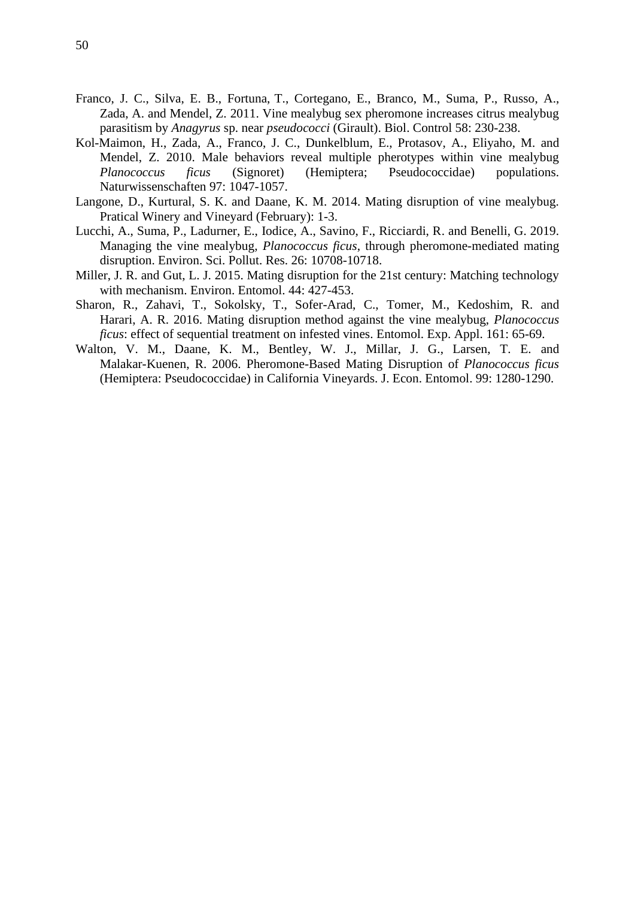Franco, J. C., Silva, E. B., Fortuna, T., Cortegano, E., Branco, M., Suma, P., Russo, A., Zada, A. and Mendel, Z. 2011. Vine mealybug sex pheromone increases citrus mealybug parasitism by *Anagyrus* sp. near *pseudococci* (Girault). Biol. Control 58: 230-238.

Kol-Maimon, H., Zada, A., Franco, J. C., Dunkelblum, E., Protasov, A., Eliyaho, M. and Mendel, Z. 2010. Male behaviors reveal multiple pherotypes within vine mealybug *Planococcus ficus* (Signoret) (Hemiptera; Pseudococcidae) populations. Naturwissenschaften 97: 1047-1057.

Langone, D., Kurtural, S. K. and Daane, K. M. 2014. Mating disruption of vine mealybug. Pratical Winery and Vineyard (February): 1-3.

Lucchi, A., Suma, P., Ladurner, E., Iodice, A., Savino, F., Ricciardi, R. and Benelli, G. 2019. Managing the vine mealybug, *Planococcus ficus*, through pheromone-mediated mating disruption. Environ. Sci. Pollut. Res. 26: 10708-10718.

Miller, J. R. and Gut, L. J. 2015. Mating disruption for the 21st century: Matching technology with mechanism. Environ. Entomol. 44: 427-453.

Sharon, R., Zahavi, T., Sokolsky, T., Sofer-Arad, C., Tomer, M., Kedoshim, R. and Harari, A. R. 2016. Mating disruption method against the vine mealybug, *Planococcus ficus*: effect of sequential treatment on infested vines. Entomol. Exp. Appl. 161: 65-69.

Walton, V. M., Daane, K. M., Bentley, W. J., Millar, J. G., Larsen, T. E. and Malakar-Kuenen, R. 2006. Pheromone-Based Mating Disruption of *Planococcus ficus* (Hemiptera: Pseudococcidae) in California Vineyards. J. Econ. Entomol. 99: 1280-1290.